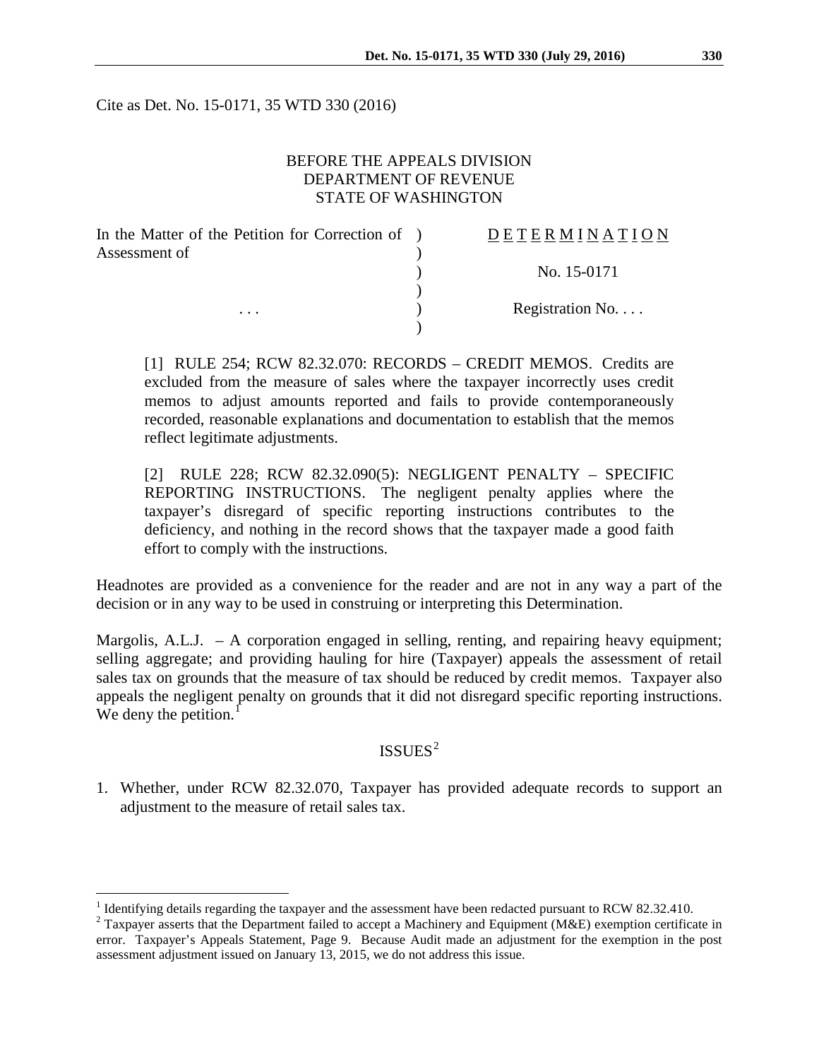Cite as Det. No. 15-0171, 35 WTD 330 (2016)

BEFORE THE APPEALS DIVISION
DEPARTMENT OF REVENUE
STATE OF WASHINGTON

| | | |
|---|---|---|
| In the Matter of the Petition for Correction of Assessment of | ) | DETERMINATION |
| | ) | No. 15-0171 |
| . . . | ) | Registration No. . . . |

[1] RULE 254; RCW 82.32.070: RECORDS – CREDIT MEMOS. Credits are excluded from the measure of sales where the taxpayer incorrectly uses credit memos to adjust amounts reported and fails to provide contemporaneously recorded, reasonable explanations and documentation to establish that the memos reflect legitimate adjustments.

[2] RULE 228; RCW 82.32.090(5): NEGLIGENT PENALTY – SPECIFIC REPORTING INSTRUCTIONS. The negligent penalty applies where the taxpayer's disregard of specific reporting instructions contributes to the deficiency, and nothing in the record shows that the taxpayer made a good faith effort to comply with the instructions.

Headnotes are provided as a convenience for the reader and are not in any way a part of the decision or in any way to be used in construing or interpreting this Determination.

Margolis, A.L.J. – A corporation engaged in selling, renting, and repairing heavy equipment; selling aggregate; and providing hauling for hire (Taxpayer) appeals the assessment of retail sales tax on grounds that the measure of tax should be reduced by credit memos. Taxpayer also appeals the negligent penalty on grounds that it did not disregard specific reporting instructions. We deny the petition.[1]

## ISSUES[2]

1. Whether, under RCW 82.32.070, Taxpayer has provided adequate records to support an adjustment to the measure of retail sales tax.

---

[1] Identifying details regarding the taxpayer and the assessment have been redacted pursuant to RCW 82.32.410.

[2] Taxpayer asserts that the Department failed to accept a Machinery and Equipment (M&E) exemption certificate in error. Taxpayer's Appeals Statement, Page 9. Because Audit made an adjustment for the exemption in the post assessment adjustment issued on January 13, 2015, we do not address this issue.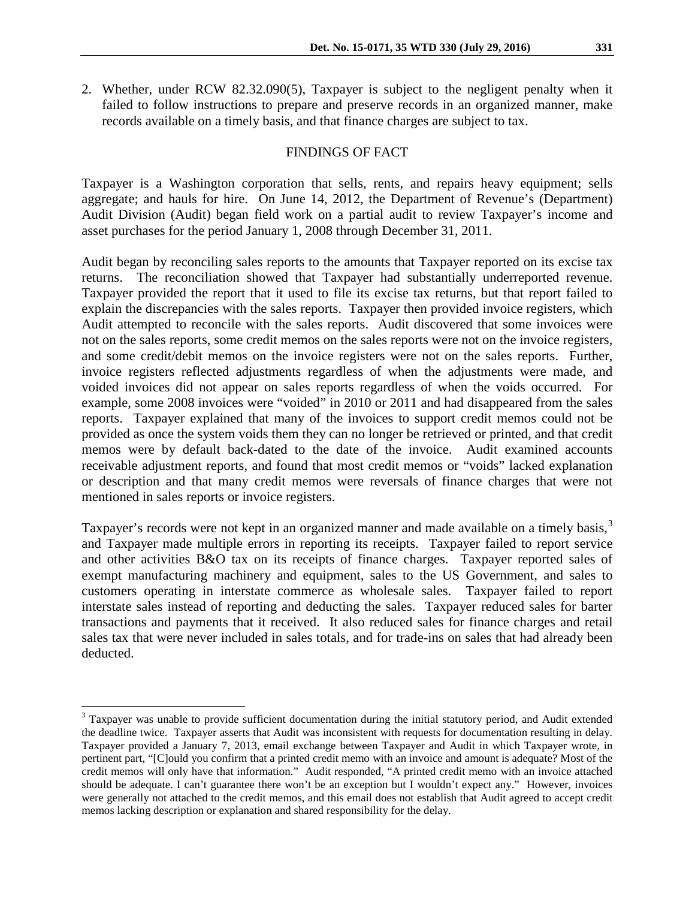2. Whether, under RCW 82.32.090(5), Taxpayer is subject to the negligent penalty when it failed to follow instructions to prepare and preserve records in an organized manner, make records available on a timely basis, and that finance charges are subject to tax.

## FINDINGS OF FACT

Taxpayer is a Washington corporation that sells, rents, and repairs heavy equipment; sells aggregate; and hauls for hire. On June 14, 2012, the Department of Revenue's (Department) Audit Division (Audit) began field work on a partial audit to review Taxpayer's income and asset purchases for the period January 1, 2008 through December 31, 2011.

Audit began by reconciling sales reports to the amounts that Taxpayer reported on its excise tax returns. The reconciliation showed that Taxpayer had substantially underreported revenue. Taxpayer provided the report that it used to file its excise tax returns, but that report failed to explain the discrepancies with the sales reports. Taxpayer then provided invoice registers, which Audit attempted to reconcile with the sales reports. Audit discovered that some invoices were not on the sales reports, some credit memos on the sales reports were not on the invoice registers, and some credit/debit memos on the invoice registers were not on the sales reports. Further, invoice registers reflected adjustments regardless of when the adjustments were made, and voided invoices did not appear on sales reports regardless of when the voids occurred. For example, some 2008 invoices were "voided" in 2010 or 2011 and had disappeared from the sales reports. Taxpayer explained that many of the invoices to support credit memos could not be provided as once the system voids them they can no longer be retrieved or printed, and that credit memos were by default back-dated to the date of the invoice. Audit examined accounts receivable adjustment reports, and found that most credit memos or "voids" lacked explanation or description and that many credit memos were reversals of finance charges that were not mentioned in sales reports or invoice registers.

Taxpayer's records were not kept in an organized manner and made available on a timely basis,[3] and Taxpayer made multiple errors in reporting its receipts. Taxpayer failed to report service and other activities B&O tax on its receipts of finance charges. Taxpayer reported sales of exempt manufacturing machinery and equipment, sales to the US Government, and sales to customers operating in interstate commerce as wholesale sales. Taxpayer failed to report interstate sales instead of reporting and deducting the sales. Taxpayer reduced sales for barter transactions and payments that it received. It also reduced sales for finance charges and retail sales tax that were never included in sales totals, and for trade-ins on sales that had already been deducted.

---

[3] Taxpayer was unable to provide sufficient documentation during the initial statutory period, and Audit extended the deadline twice. Taxpayer asserts that Audit was inconsistent with requests for documentation resulting in delay. Taxpayer provided a January 7, 2013, email exchange between Taxpayer and Audit in which Taxpayer wrote, in pertinent part, "[C]ould you confirm that a printed credit memo with an invoice and amount is adequate? Most of the credit memos will only have that information." Audit responded, "A printed credit memo with an invoice attached should be adequate. I can't guarantee there won't be an exception but I wouldn't expect any." However, invoices were generally not attached to the credit memos, and this email does not establish that Audit agreed to accept credit memos lacking description or explanation and shared responsibility for the delay.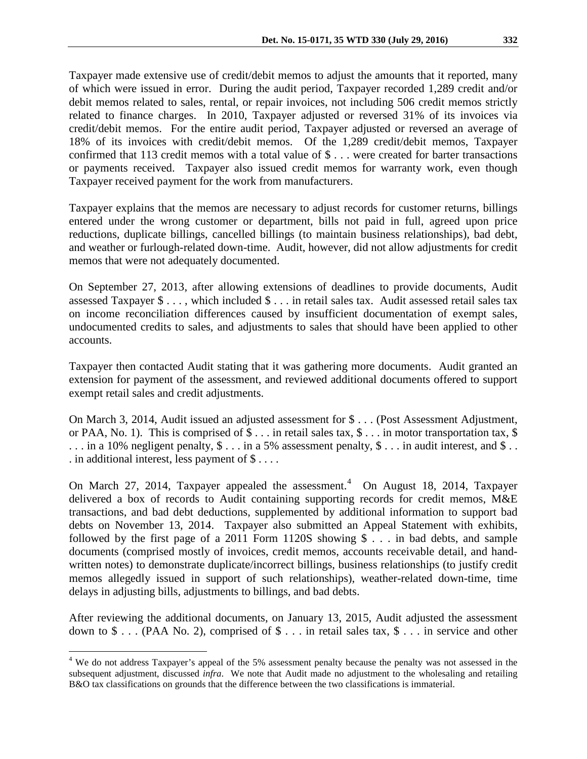Taxpayer made extensive use of credit/debit memos to adjust the amounts that it reported, many of which were issued in error. During the audit period, Taxpayer recorded 1,289 credit and/or debit memos related to sales, rental, or repair invoices, not including 506 credit memos strictly related to finance charges. In 2010, Taxpayer adjusted or reversed 31% of its invoices via credit/debit memos. For the entire audit period, Taxpayer adjusted or reversed an average of 18% of its invoices with credit/debit memos. Of the 1,289 credit/debit memos, Taxpayer confirmed that 113 credit memos with a total value of $ . . . were created for barter transactions or payments received. Taxpayer also issued credit memos for warranty work, even though Taxpayer received payment for the work from manufacturers.

Taxpayer explains that the memos are necessary to adjust records for customer returns, billings entered under the wrong customer or department, bills not paid in full, agreed upon price reductions, duplicate billings, cancelled billings (to maintain business relationships), bad debt, and weather or furlough-related down-time. Audit, however, did not allow adjustments for credit memos that were not adequately documented.

On September 27, 2013, after allowing extensions of deadlines to provide documents, Audit assessed Taxpayer $ . . . , which included $ . . . in retail sales tax. Audit assessed retail sales tax on income reconciliation differences caused by insufficient documentation of exempt sales, undocumented credits to sales, and adjustments to sales that should have been applied to other accounts.

Taxpayer then contacted Audit stating that it was gathering more documents. Audit granted an extension for payment of the assessment, and reviewed additional documents offered to support exempt retail sales and credit adjustments.

On March 3, 2014, Audit issued an adjusted assessment for $ . . . (Post Assessment Adjustment, or PAA, No. 1). This is comprised of $ . . . in retail sales tax, $ . . . in motor transportation tax, $ . . . in a 10% negligent penalty, $ . . . in a 5% assessment penalty, $ . . . in audit interest, and $ . . . in additional interest, less payment of $ . . . .

On March 27, 2014, Taxpayer appealed the assessment.[4] On August 18, 2014, Taxpayer delivered a box of records to Audit containing supporting records for credit memos, M&E transactions, and bad debt deductions, supplemented by additional information to support bad debts on November 13, 2014. Taxpayer also submitted an Appeal Statement with exhibits, followed by the first page of a 2011 Form 1120S showing $ . . . in bad debts, and sample documents (comprised mostly of invoices, credit memos, accounts receivable detail, and hand-written notes) to demonstrate duplicate/incorrect billings, business relationships (to justify credit memos allegedly issued in support of such relationships), weather-related down-time, time delays in adjusting bills, adjustments to billings, and bad debts.

After reviewing the additional documents, on January 13, 2015, Audit adjusted the assessment down to $ . . . (PAA No. 2), comprised of $ . . . in retail sales tax, $ . . . in service and other

[4] We do not address Taxpayer's appeal of the 5% assessment penalty because the penalty was not assessed in the subsequent adjustment, discussed *infra*. We note that Audit made no adjustment to the wholesaling and retailing B&O tax classifications on grounds that the difference between the two classifications is immaterial.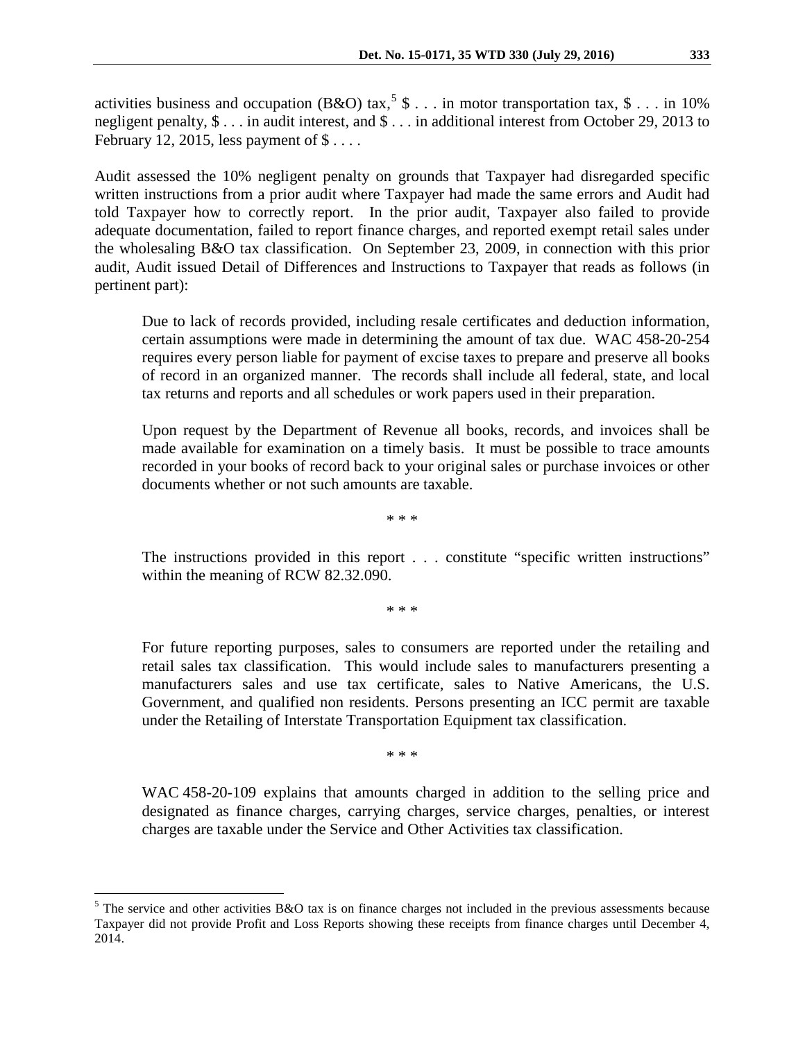activities business and occupation (B&O) tax,[5] $ . . . in motor transportation tax, $ . . . in 10% negligent penalty, $ . . . in audit interest, and $ . . . in additional interest from October 29, 2013 to February 12, 2015, less payment of $ . . . .

Audit assessed the 10% negligent penalty on grounds that Taxpayer had disregarded specific written instructions from a prior audit where Taxpayer had made the same errors and Audit had told Taxpayer how to correctly report. In the prior audit, Taxpayer also failed to provide adequate documentation, failed to report finance charges, and reported exempt retail sales under the wholesaling B&O tax classification. On September 23, 2009, in connection with this prior audit, Audit issued Detail of Differences and Instructions to Taxpayer that reads as follows (in pertinent part):

> Due to lack of records provided, including resale certificates and deduction information, certain assumptions were made in determining the amount of tax due. WAC 458-20-254 requires every person liable for payment of excise taxes to prepare and preserve all books of record in an organized manner. The records shall include all federal, state, and local tax returns and reports and all schedules or work papers used in their preparation.
>
> Upon request by the Department of Revenue all books, records, and invoices shall be made available for examination on a timely basis. It must be possible to trace amounts recorded in your books of record back to your original sales or purchase invoices or other documents whether or not such amounts are taxable.
>
> \* \* \*
>
> The instructions provided in this report . . . constitute "specific written instructions" within the meaning of RCW 82.32.090.
>
> \* \* \*
>
> For future reporting purposes, sales to consumers are reported under the retailing and retail sales tax classification. This would include sales to manufacturers presenting a manufacturers sales and use tax certificate, sales to Native Americans, the U.S. Government, and qualified non residents. Persons presenting an ICC permit are taxable under the Retailing of Interstate Transportation Equipment tax classification.
>
> \* \* \*
>
> WAC 458-20-109 explains that amounts charged in addition to the selling price and designated as finance charges, carrying charges, service charges, penalties, or interest charges are taxable under the Service and Other Activities tax classification.

---

[5] The service and other activities B&O tax is on finance charges not included in the previous assessments because Taxpayer did not provide Profit and Loss Reports showing these receipts from finance charges until December 4, 2014.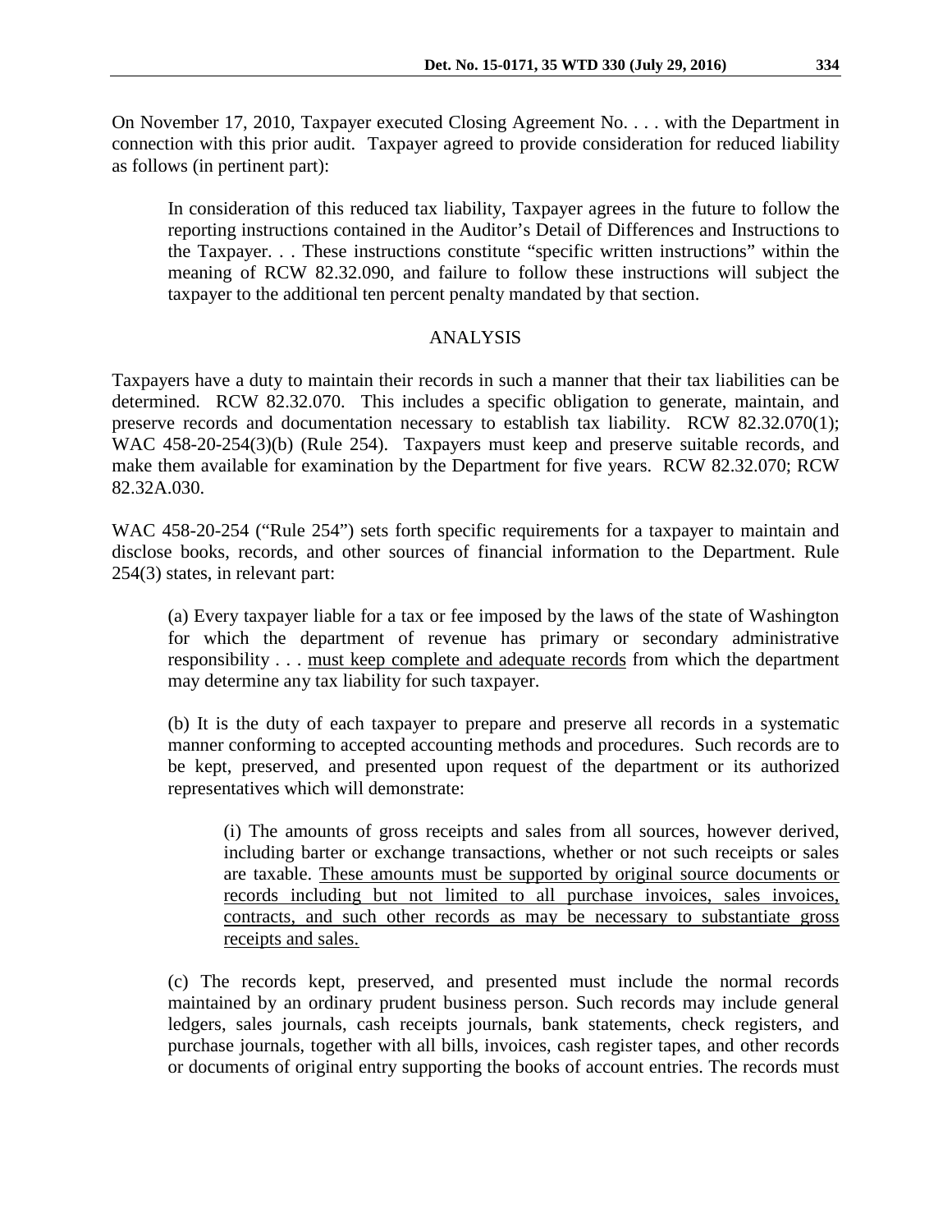On November 17, 2010, Taxpayer executed Closing Agreement No. . . . with the Department in connection with this prior audit. Taxpayer agreed to provide consideration for reduced liability as follows (in pertinent part):

> In consideration of this reduced tax liability, Taxpayer agrees in the future to follow the reporting instructions contained in the Auditor's Detail of Differences and Instructions to the Taxpayer. . . These instructions constitute "specific written instructions" within the meaning of RCW 82.32.090, and failure to follow these instructions will subject the taxpayer to the additional ten percent penalty mandated by that section.

## ANALYSIS

Taxpayers have a duty to maintain their records in such a manner that their tax liabilities can be determined. RCW 82.32.070. This includes a specific obligation to generate, maintain, and preserve records and documentation necessary to establish tax liability. RCW 82.32.070(1); WAC 458-20-254(3)(b) (Rule 254). Taxpayers must keep and preserve suitable records, and make them available for examination by the Department for five years. RCW 82.32.070; RCW 82.32A.030.

WAC 458-20-254 ("Rule 254") sets forth specific requirements for a taxpayer to maintain and disclose books, records, and other sources of financial information to the Department. Rule 254(3) states, in relevant part:

> (a) Every taxpayer liable for a tax or fee imposed by the laws of the state of Washington for which the department of revenue has primary or secondary administrative responsibility . . . <u>must keep complete and adequate records</u> from which the department may determine any tax liability for such taxpayer.
>
> (b) It is the duty of each taxpayer to prepare and preserve all records in a systematic manner conforming to accepted accounting methods and procedures. Such records are to be kept, preserved, and presented upon request of the department or its authorized representatives which will demonstrate:
>
>> (i) The amounts of gross receipts and sales from all sources, however derived, including barter or exchange transactions, whether or not such receipts or sales are taxable. <u>These amounts must be supported by original source documents or records including but not limited to all purchase invoices, sales invoices, contracts, and such other records as may be necessary to substantiate gross receipts and sales.</u>
>
> (c) The records kept, preserved, and presented must include the normal records maintained by an ordinary prudent business person. Such records may include general ledgers, sales journals, cash receipts journals, bank statements, check registers, and purchase journals, together with all bills, invoices, cash register tapes, and other records or documents of original entry supporting the books of account entries. The records must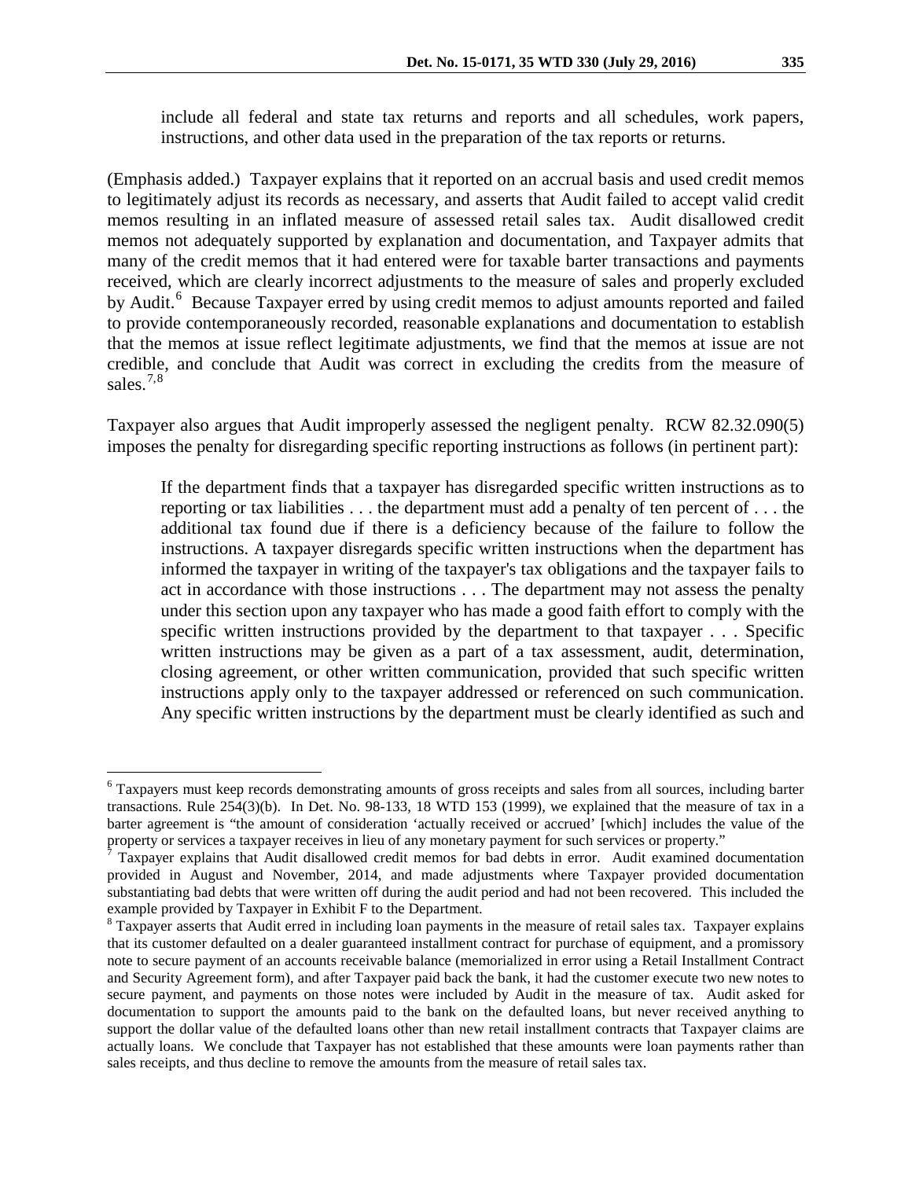> include all federal and state tax returns and reports and all schedules, work papers, instructions, and other data used in the preparation of the tax reports or returns.

(Emphasis added.) Taxpayer explains that it reported on an accrual basis and used credit memos to legitimately adjust its records as necessary, and asserts that Audit failed to accept valid credit memos resulting in an inflated measure of assessed retail sales tax. Audit disallowed credit memos not adequately supported by explanation and documentation, and Taxpayer admits that many of the credit memos that it had entered were for taxable barter transactions and payments received, which are clearly incorrect adjustments to the measure of sales and properly excluded by Audit.[6] Because Taxpayer erred by using credit memos to adjust amounts reported and failed to provide contemporaneously recorded, reasonable explanations and documentation to establish that the memos at issue reflect legitimate adjustments, we find that the memos at issue are not credible, and conclude that Audit was correct in excluding the credits from the measure of sales.[7,8]

Taxpayer also argues that Audit improperly assessed the negligent penalty. RCW 82.32.090(5) imposes the penalty for disregarding specific reporting instructions as follows (in pertinent part):

> If the department finds that a taxpayer has disregarded specific written instructions as to reporting or tax liabilities . . . the department must add a penalty of ten percent of . . . the additional tax found due if there is a deficiency because of the failure to follow the instructions. A taxpayer disregards specific written instructions when the department has informed the taxpayer in writing of the taxpayer's tax obligations and the taxpayer fails to act in accordance with those instructions . . . The department may not assess the penalty under this section upon any taxpayer who has made a good faith effort to comply with the specific written instructions provided by the department to that taxpayer . . . Specific written instructions may be given as a part of a tax assessment, audit, determination, closing agreement, or other written communication, provided that such specific written instructions apply only to the taxpayer addressed or referenced on such communication. Any specific written instructions by the department must be clearly identified as such and

---

[6] Taxpayers must keep records demonstrating amounts of gross receipts and sales from all sources, including barter transactions. Rule 254(3)(b). In Det. No. 98-133, 18 WTD 153 (1999), we explained that the measure of tax in a barter agreement is "the amount of consideration 'actually received or accrued' [which] includes the value of the property or services a taxpayer receives in lieu of any monetary payment for such services or property."

[7] Taxpayer explains that Audit disallowed credit memos for bad debts in error. Audit examined documentation provided in August and November, 2014, and made adjustments where Taxpayer provided documentation substantiating bad debts that were written off during the audit period and had not been recovered. This included the example provided by Taxpayer in Exhibit F to the Department.

[8] Taxpayer asserts that Audit erred in including loan payments in the measure of retail sales tax. Taxpayer explains that its customer defaulted on a dealer guaranteed installment contract for purchase of equipment, and a promissory note to secure payment of an accounts receivable balance (memorialized in error using a Retail Installment Contract and Security Agreement form), and after Taxpayer paid back the bank, it had the customer execute two new notes to secure payment, and payments on those notes were included by Audit in the measure of tax. Audit asked for documentation to support the amounts paid to the bank on the defaulted loans, but never received anything to support the dollar value of the defaulted loans other than new retail installment contracts that Taxpayer claims are actually loans. We conclude that Taxpayer has not established that these amounts were loan payments rather than sales receipts, and thus decline to remove the amounts from the measure of retail sales tax.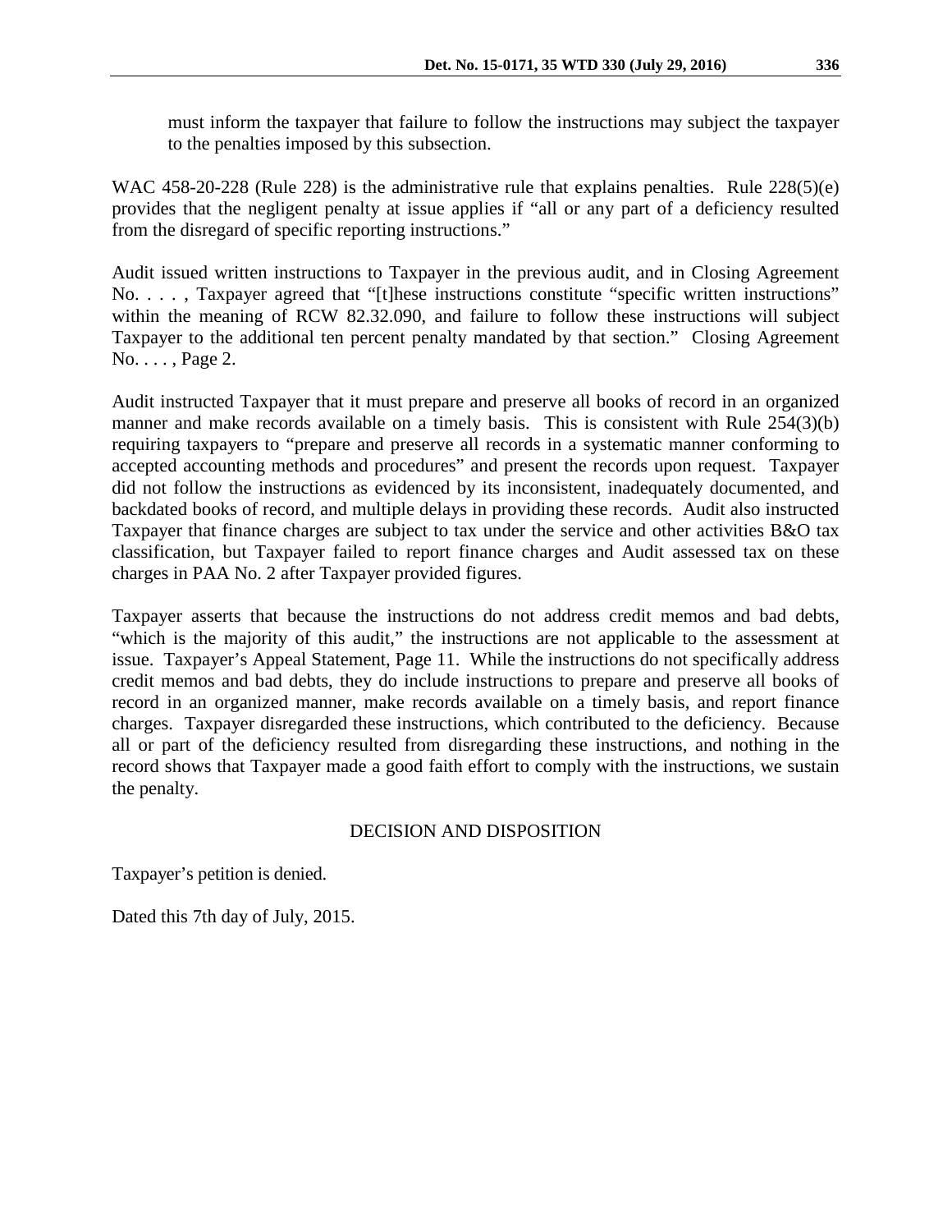must inform the taxpayer that failure to follow the instructions may subject the taxpayer to the penalties imposed by this subsection.

WAC 458-20-228 (Rule 228) is the administrative rule that explains penalties. Rule 228(5)(e) provides that the negligent penalty at issue applies if "all or any part of a deficiency resulted from the disregard of specific reporting instructions."

Audit issued written instructions to Taxpayer in the previous audit, and in Closing Agreement No. . . . , Taxpayer agreed that "[t]hese instructions constitute "specific written instructions" within the meaning of RCW 82.32.090, and failure to follow these instructions will subject Taxpayer to the additional ten percent penalty mandated by that section." Closing Agreement No. . . . , Page 2.

Audit instructed Taxpayer that it must prepare and preserve all books of record in an organized manner and make records available on a timely basis. This is consistent with Rule 254(3)(b) requiring taxpayers to "prepare and preserve all records in a systematic manner conforming to accepted accounting methods and procedures" and present the records upon request. Taxpayer did not follow the instructions as evidenced by its inconsistent, inadequately documented, and backdated books of record, and multiple delays in providing these records. Audit also instructed Taxpayer that finance charges are subject to tax under the service and other activities B&O tax classification, but Taxpayer failed to report finance charges and Audit assessed tax on these charges in PAA No. 2 after Taxpayer provided figures.

Taxpayer asserts that because the instructions do not address credit memos and bad debts, "which is the majority of this audit," the instructions are not applicable to the assessment at issue. Taxpayer's Appeal Statement, Page 11. While the instructions do not specifically address credit memos and bad debts, they do include instructions to prepare and preserve all books of record in an organized manner, make records available on a timely basis, and report finance charges. Taxpayer disregarded these instructions, which contributed to the deficiency. Because all or part of the deficiency resulted from disregarding these instructions, and nothing in the record shows that Taxpayer made a good faith effort to comply with the instructions, we sustain the penalty.

## DECISION AND DISPOSITION

Taxpayer's petition is denied.

Dated this 7th day of July, 2015.